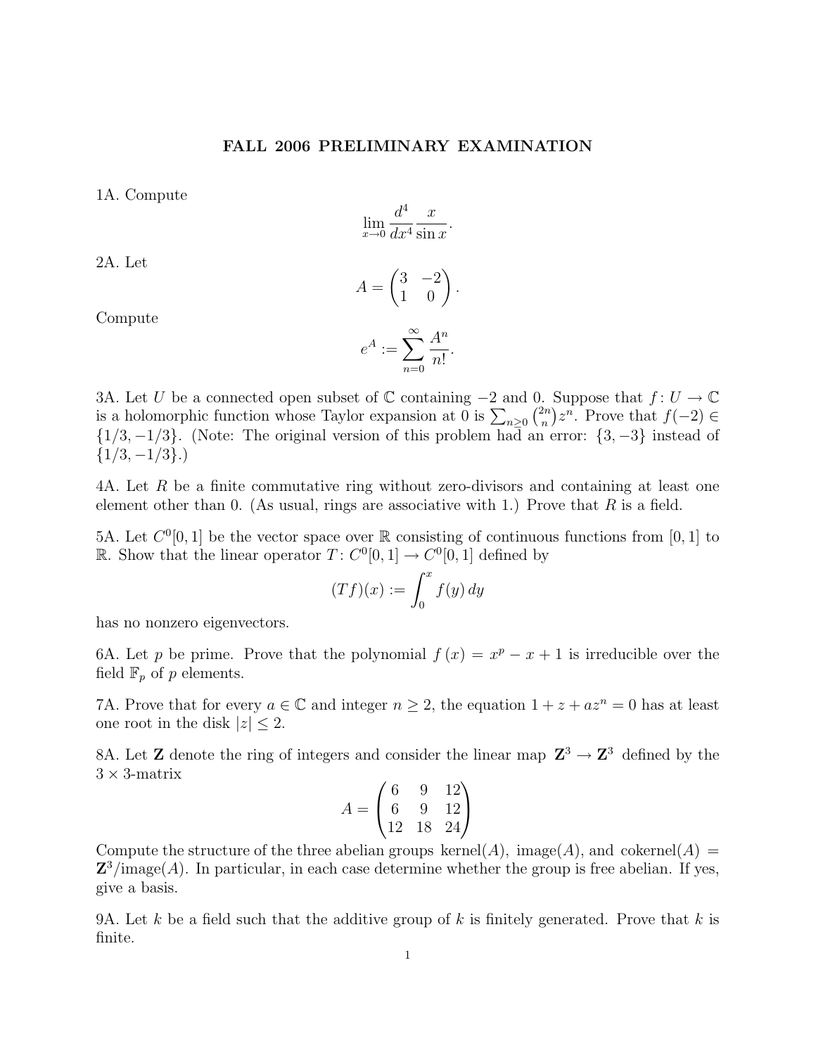# FALL 2006 PRELIMINARY EXAMINATION

1A. Compute

$$\lim_{x \to 0} \frac{d^4}{dx^4} \frac{x}{\sin x}.$$

2A. Let

$$A = \begin{pmatrix} 3 & -2 \\ 1 & 0 \end{pmatrix}.$$

Compute

$$e^A := \sum_{n=0}^{\infty} \frac{A^n}{n!}.$$

3A. Let $U$ be a connected open subset of $\mathbb{C}$ containing $-2$ and $0$. Suppose that $f \colon U \to \mathbb{C}$ is a holomorphic function whose Taylor expansion at 0 is $\sum_{n \geq 0} \binom{2n}{n} z^n$. Prove that $f(-2) \in \{1/3, -1/3\}$. (Note: The original version of this problem had an error: $\{3, -3\}$ instead of $\{1/3, -1/3\}$.)

4A. Let $R$ be a finite commutative ring without zero-divisors and containing at least one element other than 0. (As usual, rings are associative with 1.) Prove that $R$ is a field.

5A. Let $C^0[0,1]$ be the vector space over $\mathbb{R}$ consisting of continuous functions from $[0,1]$ to $\mathbb{R}$. Show that the linear operator $T \colon C^0[0,1] \to C^0[0,1]$ defined by

$$(Tf)(x) := \int_0^x f(y)\, dy$$

has no nonzero eigenvectors.

6A. Let $p$ be prime. Prove that the polynomial $f(x) = x^p - x + 1$ is irreducible over the field $\mathbb{F}_p$ of $p$ elements.

7A. Prove that for every $a \in \mathbb{C}$ and integer $n \geq 2$, the equation $1 + z + az^n = 0$ has at least one root in the disk $|z| \leq 2$.

8A. Let $\mathbf{Z}$ denote the ring of integers and consider the linear map $\mathbf{Z}^3 \to \mathbf{Z}^3$ defined by the $3 \times 3$-matrix

$$A = \begin{pmatrix} 6 & 9 & 12 \\ 6 & 9 & 12 \\ 12 & 18 & 24 \end{pmatrix}$$

Compute the structure of the three abelian groups $\text{kernel}(A)$, $\text{image}(A)$, and $\text{cokernel}(A) = \mathbf{Z}^3/\text{image}(A)$. In particular, in each case determine whether the group is free abelian. If yes, give a basis.

9A. Let $k$ be a field such that the additive group of $k$ is finitely generated. Prove that $k$ is finite.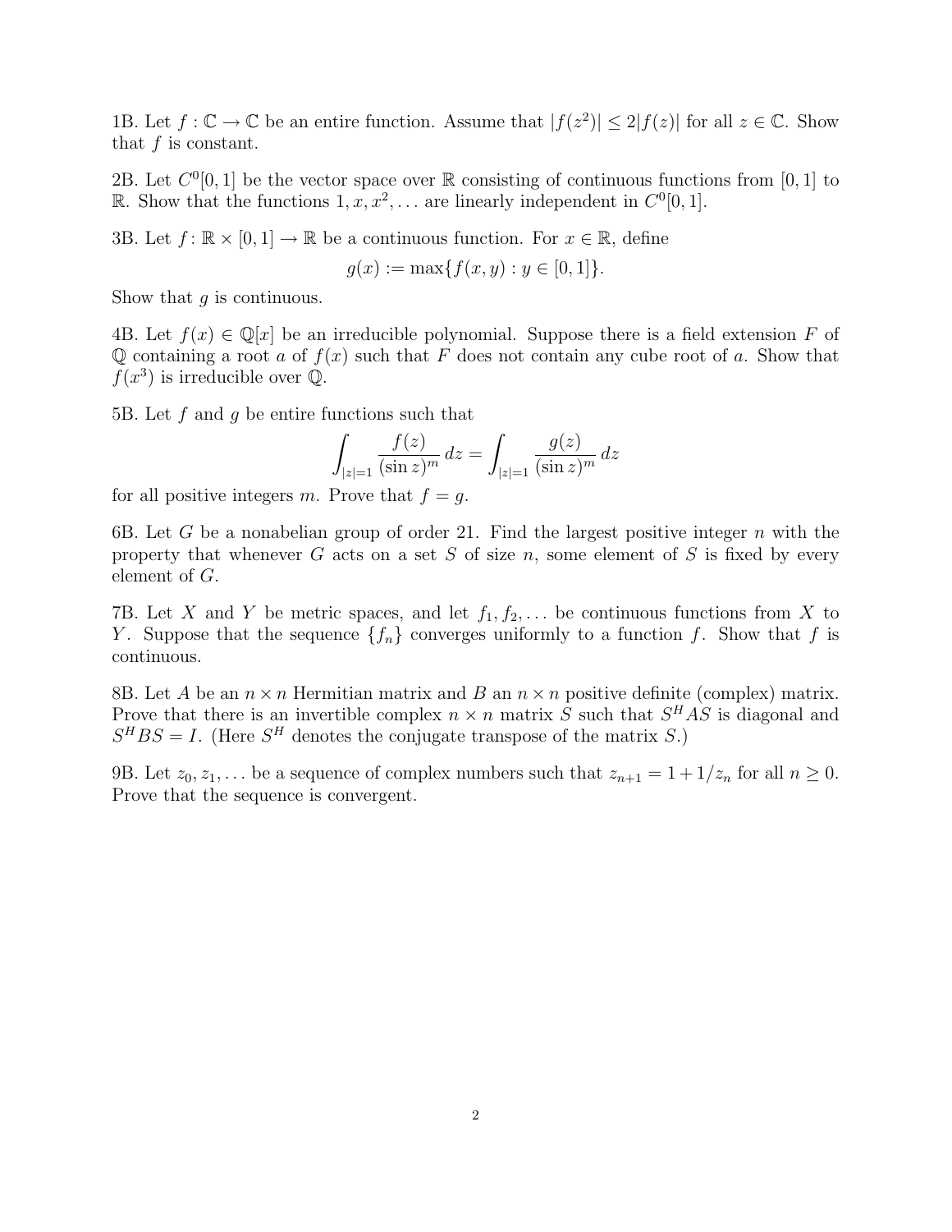1B. Let $f : \mathbb{C} \to \mathbb{C}$ be an entire function. Assume that $|f(z^2)| \leq 2|f(z)|$ for all $z \in \mathbb{C}$. Show that $f$ is constant.

2B. Let $C^0[0,1]$ be the vector space over $\mathbb{R}$ consisting of continuous functions from $[0,1]$ to $\mathbb{R}$. Show that the functions $1, x, x^2, \ldots$ are linearly independent in $C^0[0,1]$.

3B. Let $f : \mathbb{R} \times [0,1] \to \mathbb{R}$ be a continuous function. For $x \in \mathbb{R}$, define

$$g(x) := \max\{f(x,y) : y \in [0,1]\}.$$

Show that $g$ is continuous.

4B. Let $f(x) \in \mathbb{Q}[x]$ be an irreducible polynomial. Suppose there is a field extension $F$ of $\mathbb{Q}$ containing a root $a$ of $f(x)$ such that $F$ does not contain any cube root of $a$. Show that $f(x^3)$ is irreducible over $\mathbb{Q}$.

5B. Let $f$ and $g$ be entire functions such that

$$\int_{|z|=1} \frac{f(z)}{(\sin z)^m}\, dz = \int_{|z|=1} \frac{g(z)}{(\sin z)^m}\, dz$$

for all positive integers $m$. Prove that $f = g$.

6B. Let $G$ be a nonabelian group of order 21. Find the largest positive integer $n$ with the property that whenever $G$ acts on a set $S$ of size $n$, some element of $S$ is fixed by every element of $G$.

7B. Let $X$ and $Y$ be metric spaces, and let $f_1, f_2, \ldots$ be continuous functions from $X$ to $Y$. Suppose that the sequence $\{f_n\}$ converges uniformly to a function $f$. Show that $f$ is continuous.

8B. Let $A$ be an $n \times n$ Hermitian matrix and $B$ an $n \times n$ positive definite (complex) matrix. Prove that there is an invertible complex $n \times n$ matrix $S$ such that $S^H A S$ is diagonal and $S^H B S = I$. (Here $S^H$ denotes the conjugate transpose of the matrix $S$.)

9B. Let $z_0, z_1, \ldots$ be a sequence of complex numbers such that $z_{n+1} = 1 + 1/z_n$ for all $n \geq 0$. Prove that the sequence is convergent.